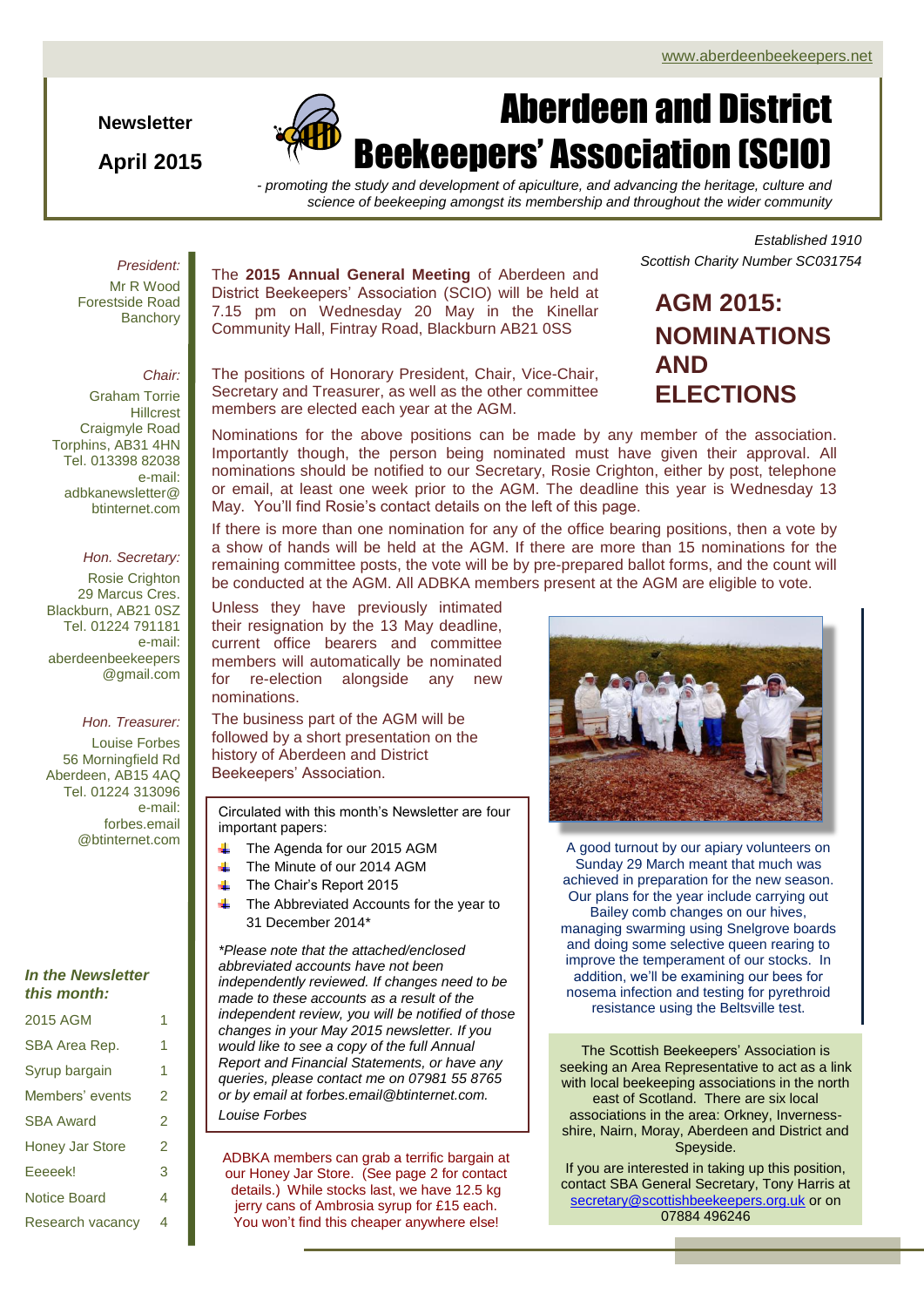www.aberdeenbeekeepers.net

**Newsletter**

**April 2015**

# Aberdeen and District Beekeepers' Association (SCIO)

*- promoting the study and development of apiculture, and advancing the heritage, culture and science of beekeeping amongst its membership and throughout the wider community*

*Established 1910*
*Scottish Charity Number SC031754*

*President:*
Mr R Wood
Forestside Road
Banchory

*Chair:*
Graham Torrie
Hillcrest
Craigmyle Road
Torphins, AB31 4HN
Tel. 013398 82038
e-mail:
adbkanewsletter@btinternet.com

*Hon. Secretary:*
Rosie Crighton
29 Marcus Cres.
Blackburn, AB21 0SZ
Tel. 01224 791181
e-mail:
aberdeenbeekeepers@gmail.com

*Hon. Treasurer:*
Louise Forbes
56 Morningfield Rd
Aberdeen, AB15 4AQ
Tel. 01224 313096
e-mail:
forbes.email@btinternet.com

***In the Newsletter this month:***

| | |
|---|---|
| 2015 AGM | 1 |
| SBA Area Rep. | 1 |
| Syrup bargain | 1 |
| Members' events | 2 |
| SBA Award | 2 |
| Honey Jar Store | 2 |
| Eeeeek! | 3 |
| Notice Board | 4 |
| Research vacancy | 4 |

## AGM 2015: NOMINATIONS AND ELECTIONS

The **2015 Annual General Meeting** of Aberdeen and District Beekeepers' Association (SCIO) will be held at 7.15 pm on Wednesday 20 May in the Kinellar Community Hall, Fintray Road, Blackburn AB21 0SS

The positions of Honorary President, Chair, Vice-Chair, Secretary and Treasurer, as well as the other committee members are elected each year at the AGM.

Nominations for the above positions can be made by any member of the association. Importantly though, the person being nominated must have given their approval. All nominations should be notified to our Secretary, Rosie Crighton, either by post, telephone or email, at least one week prior to the AGM. The deadline this year is Wednesday 13 May. You'll find Rosie's contact details on the left of this page.

If there is more than one nomination for any of the office bearing positions, then a vote by a show of hands will be held at the AGM. If there are more than 15 nominations for the remaining committee posts, the vote will be by pre-prepared ballot forms, and the count will be conducted at the AGM. All ADBKA members present at the AGM are eligible to vote.

Unless they have previously intimated their resignation by the 13 May deadline, current office bearers and committee members will automatically be nominated for re-election alongside any new nominations.

The business part of the AGM will be followed by a short presentation on the history of Aberdeen and District Beekeepers' Association.

A good turnout by our apiary volunteers on Sunday 29 March meant that much was achieved in preparation for the new season. Our plans for the year include carrying out Bailey comb changes on our hives, managing swarming using Snelgrove boards and doing some selective queen rearing to improve the temperament of our stocks. In addition, we'll be examining our bees for nosema infection and testing for pyrethroid resistance using the Beltsville test.

Circulated with this month's Newsletter are four important papers:

- The Agenda for our 2015 AGM
- The Minute of our 2014 AGM
- The Chair's Report 2015
- The Abbreviated Accounts for the year to 31 December 2014*

*\*Please note that the attached/enclosed abbreviated accounts have not been independently reviewed. If changes need to be made to these accounts as a result of the independent review, you will be notified of those changes in your May 2015 newsletter. If you would like to see a copy of the full Annual Report and Financial Statements, or have any queries, please contact me on 07981 55 8765 or by email at forbes.email@btinternet.com.*

*Louise Forbes*

ADBKA members can grab a terrific bargain at our Honey Jar Store. (See page 2 for contact details.) While stocks last, we have 12.5 kg jerry cans of Ambrosia syrup for £15 each. You won't find this cheaper anywhere else!

The Scottish Beekeepers' Association is seeking an Area Representative to act as a link with local beekeeping associations in the north east of Scotland. There are six local associations in the area: Orkney, Inverness-shire, Nairn, Moray, Aberdeen and District and Speyside.

If you are interested in taking up this position, contact SBA General Secretary, Tony Harris at secretary@scottishbeekeepers.org.uk or on 07884 496246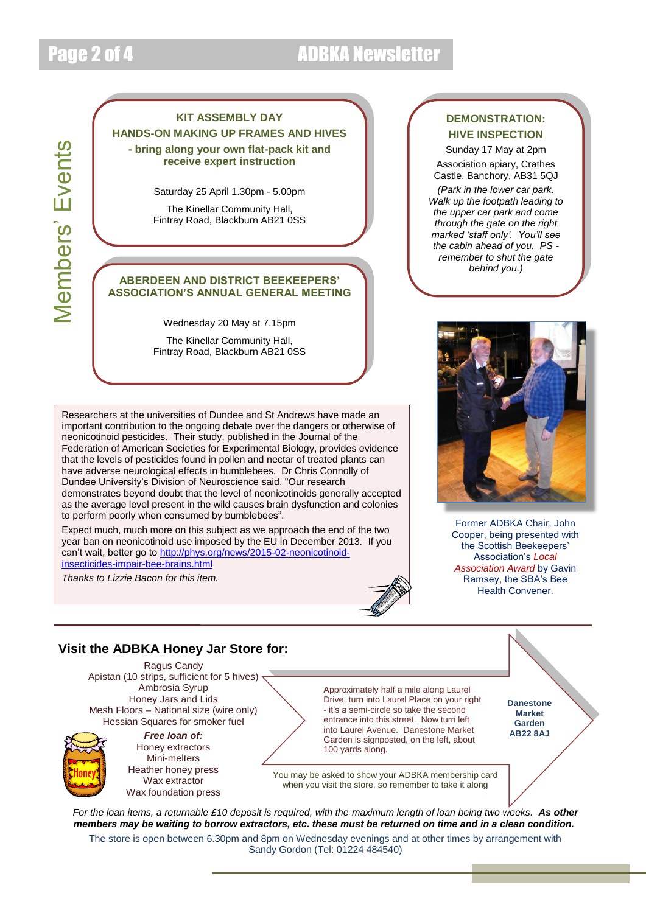## Members' Events

### KIT ASSEMBLY DAY

**HANDS-ON MAKING UP FRAMES AND HIVES**

**- bring along your own flat-pack kit and receive expert instruction**

Saturday 25 April 1.30pm - 5.00pm

The Kinellar Community Hall,
Fintray Road, Blackburn AB21 0SS

### ABERDEEN AND DISTRICT BEEKEEPERS' ASSOCIATION'S ANNUAL GENERAL MEETING

Wednesday 20 May at 7.15pm

The Kinellar Community Hall,
Fintray Road, Blackburn AB21 0SS

### DEMONSTRATION: HIVE INSPECTION

Sunday 17 May at 2pm

Association apiary, Crathes Castle, Banchory, AB31 5QJ

*(Park in the lower car park. Walk up the footpath leading to the upper car park and come through the gate on the right marked 'staff only'. You'll see the cabin ahead of you. PS - remember to shut the gate behind you.)*

Former ADBKA Chair, John Cooper, being presented with the Scottish Beekeepers' Association's *Local Association Award* by Gavin Ramsey, the SBA's Bee Health Convener.

---

Researchers at the universities of Dundee and St Andrews have made an important contribution to the ongoing debate over the dangers or otherwise of neonicotinoid pesticides. Their study, published in the Journal of the Federation of American Societies for Experimental Biology, provides evidence that the levels of pesticides found in pollen and nectar of treated plants can have adverse neurological effects in bumblebees. Dr Chris Connolly of Dundee University's Division of Neuroscience said, "Our research demonstrates beyond doubt that the level of neonicotinoids generally accepted as the average level present in the wild causes brain dysfunction and colonies to perform poorly when consumed by bumblebees".

Expect much, much more on this subject as we approach the end of the two year ban on neonicotinoid use imposed by the EU in December 2013. If you can't wait, better go to http://phys.org/news/2015-02-neonicotinoid-insecticides-impair-bee-brains.html

*Thanks to Lizzie Bacon for this item.*

---

## Visit the ADBKA Honey Jar Store for:

Ragus Candy
Apistan (10 strips, sufficient for 5 hives)
Ambrosia Syrup
Honey Jars and Lids
Mesh Floors – National size (wire only)
Hessian Squares for smoker fuel

***Free loan of:***

Honey extractors
Mini-melters
Heather honey press
Wax extractor
Wax foundation press

Approximately half a mile along Laurel Drive, turn into Laurel Place on your right - it's a semi-circle so take the second entrance into this street. Now turn left into Laurel Avenue. Danestone Market Garden is signposted, on the left, about 100 yards along.

**Danestone Market Garden AB22 8AJ**

You may be asked to show your ADBKA membership card when you visit the store, so remember to take it along

*For the loan items, a returnable £10 deposit is required, with the maximum length of loan being two weeks.* ***As other members may be waiting to borrow extractors, etc. these must be returned on time and in a clean condition.***

The store is open between 6.30pm and 8pm on Wednesday evenings and at other times by arrangement with Sandy Gordon (Tel: 01224 484540)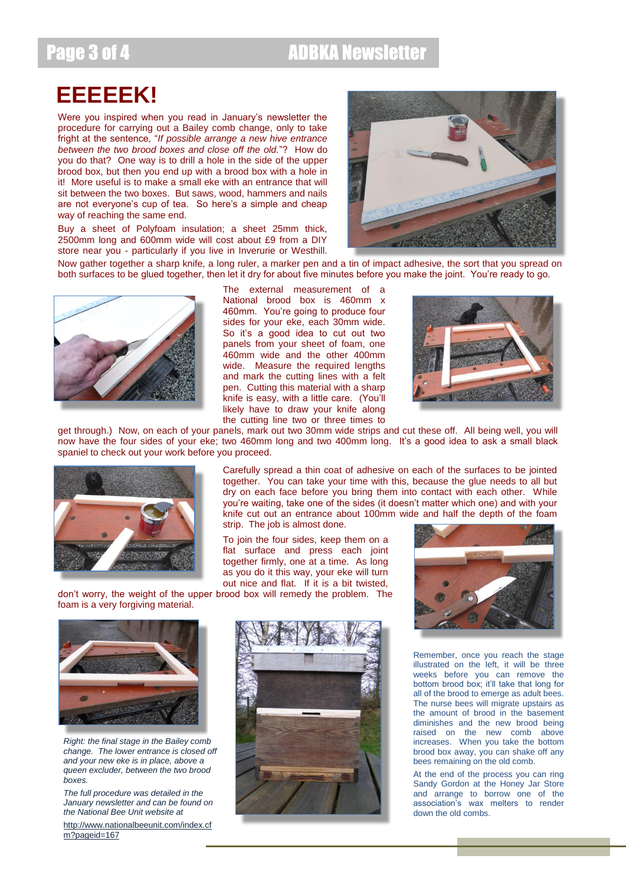# EEEEEK!

Were you inspired when you read in January's newsletter the procedure for carrying out a Bailey comb change, only to take fright at the sentence, "*If possible arrange a new hive entrance between the two brood boxes and close off the old.*"? How do you do that? One way is to drill a hole in the side of the upper brood box, but then you end up with a brood box with a hole in it! More useful is to make a small eke with an entrance that will sit between the two boxes. But saws, wood, hammers and nails are not everyone's cup of tea. So here's a simple and cheap way of reaching the same end.

Buy a sheet of Polyfoam insulation; a sheet 25mm thick, 2500mm long and 600mm wide will cost about £9 from a DIY store near you - particularly if you live in Inverurie or Westhill.

Now gather together a sharp knife, a long ruler, a marker pen and a tin of impact adhesive, the sort that you spread on both surfaces to be glued together, then let it dry for about five minutes before you make the joint. You're ready to go.

The external measurement of a National brood box is 460mm x 460mm. You're going to produce four sides for your eke, each 30mm wide. So it's a good idea to cut out two panels from your sheet of foam, one 460mm wide and the other 400mm wide. Measure the required lengths and mark the cutting lines with a felt pen. Cutting this material with a sharp knife is easy, with a little care. (You'll likely have to draw your knife along the cutting line two or three times to get through.) Now, on each of your panels, mark out two 30mm wide strips and cut these off. All being well, you will now have the four sides of your eke; two 460mm long and two 400mm long. It's a good idea to ask a small black spaniel to check out your work before you proceed.

Carefully spread a thin coat of adhesive on each of the surfaces to be jointed together. You can take your time with this, because the glue needs to all but dry on each face before you bring them into contact with each other. While you're waiting, take one of the sides (it doesn't matter which one) and with your knife cut out an entrance about 100mm wide and half the depth of the foam strip. The job is almost done.

To join the four sides, keep them on a flat surface and press each joint together firmly, one at a time. As long as you do it this way, your eke will turn out nice and flat. If it is a bit twisted, don't worry, the weight of the upper brood box will remedy the problem. The foam is a very forgiving material.

*Right: the final stage in the Bailey comb change. The lower entrance is closed off and your new eke is in place, above a queen excluder, between the two brood boxes.*

*The full procedure was detailed in the January newsletter and can be found on the National Bee Unit website at*

http://www.nationalbeeunit.com/index.cfm?pageid=167

Remember, once you reach the stage illustrated on the left, it will be three weeks before you can remove the bottom brood box; it'll take that long for all of the brood to emerge as adult bees. The nurse bees will migrate upstairs as the amount of brood in the basement diminishes and the new brood being raised on the new comb above increases. When you take the bottom brood box away, you can shake off any bees remaining on the old comb.

At the end of the process you can ring Sandy Gordon at the Honey Jar Store and arrange to borrow one of the association's wax melters to render down the old combs.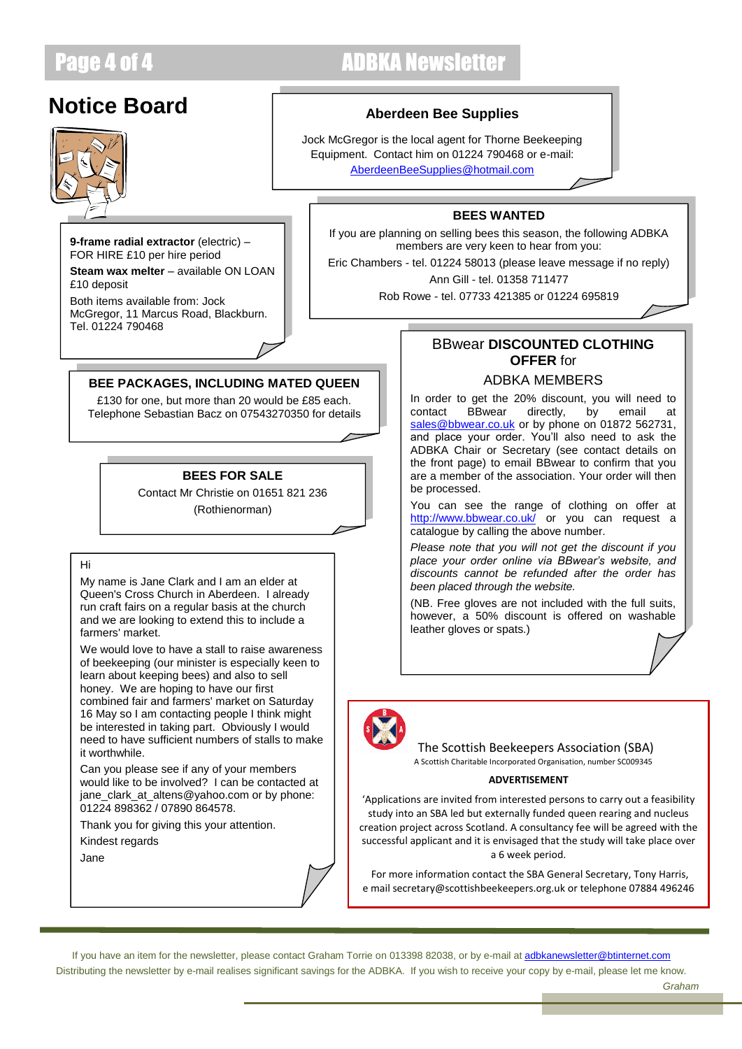# Notice Board

## Aberdeen Bee Supplies

Jock McGregor is the local agent for Thorne Beekeeping Equipment. Contact him on 01224 790468 or e-mail: AberdeenBeeSupplies@hotmail.com

**9-frame radial extractor** (electric) – FOR HIRE £10 per hire period

**Steam wax melter** – available ON LOAN £10 deposit

Both items available from: Jock McGregor, 11 Marcus Road, Blackburn. Tel. 01224 790468

## BEES WANTED

If you are planning on selling bees this season, the following ADBKA members are very keen to hear from you:

Eric Chambers - tel. 01224 58013 (please leave message if no reply)

Ann Gill - tel. 01358 711477

Rob Rowe - tel. 07733 421385 or 01224 695819

## BEE PACKAGES, INCLUDING MATED QUEEN

£130 for one, but more than 20 would be £85 each. Telephone Sebastian Bacz on 07543270350 for details

## BEES FOR SALE

Contact Mr Christie on 01651 821 236 (Rothienorman)

## BBwear **DISCOUNTED CLOTHING OFFER** for ADBKA MEMBERS

In order to get the 20% discount, you will need to contact BBwear directly, by email at sales@bbwear.co.uk or by phone on 01872 562731, and place your order. You'll also need to ask the ADBKA Chair or Secretary (see contact details on the front page) to email BBwear to confirm that you are a member of the association. Your order will then be processed.

You can see the range of clothing on offer at http://www.bbwear.co.uk/ or you can request a catalogue by calling the above number.

*Please note that you will not get the discount if you place your order online via BBwear's website, and discounts cannot be refunded after the order has been placed through the website.*

(NB. Free gloves are not included with the full suits, however, a 50% discount is offered on washable leather gloves or spats.)

---

Hi

My name is Jane Clark and I am an elder at Queen's Cross Church in Aberdeen. I already run craft fairs on a regular basis at the church and we are looking to extend this to include a farmers' market.

We would love to have a stall to raise awareness of beekeeping (our minister is especially keen to learn about keeping bees) and also to sell honey. We are hoping to have our first combined fair and farmers' market on Saturday 16 May so I am contacting people I think might be interested in taking part. Obviously I would need to have sufficient numbers of stalls to make it worthwhile.

Can you please see if any of your members would like to be involved? I can be contacted at jane_clark_at_altens@yahoo.com or by phone: 01224 898362 / 07890 864578.

Thank you for giving this your attention.

Kindest regards

Jane

---

## The Scottish Beekeepers Association (SBA)

A Scottish Charitable Incorporated Organisation, number SC009345

**ADVERTISEMENT**

'Applications are invited from interested persons to carry out a feasibility study into an SBA led but externally funded queen rearing and nucleus creation project across Scotland. A consultancy fee will be agreed with the successful applicant and it is envisaged that the study will take place over a 6 week period.

For more information contact the SBA General Secretary, Tony Harris, e mail secretary@scottishbeekeepers.org.uk or telephone 07884 496246

---

If you have an item for the newsletter, please contact Graham Torrie on 013398 82038, or by e-mail at adbkanewsletter@btinternet.com

Distributing the newsletter by e-mail realises significant savings for the ADBKA. If you wish to receive your copy by e-mail, please let me know.

*Graham*